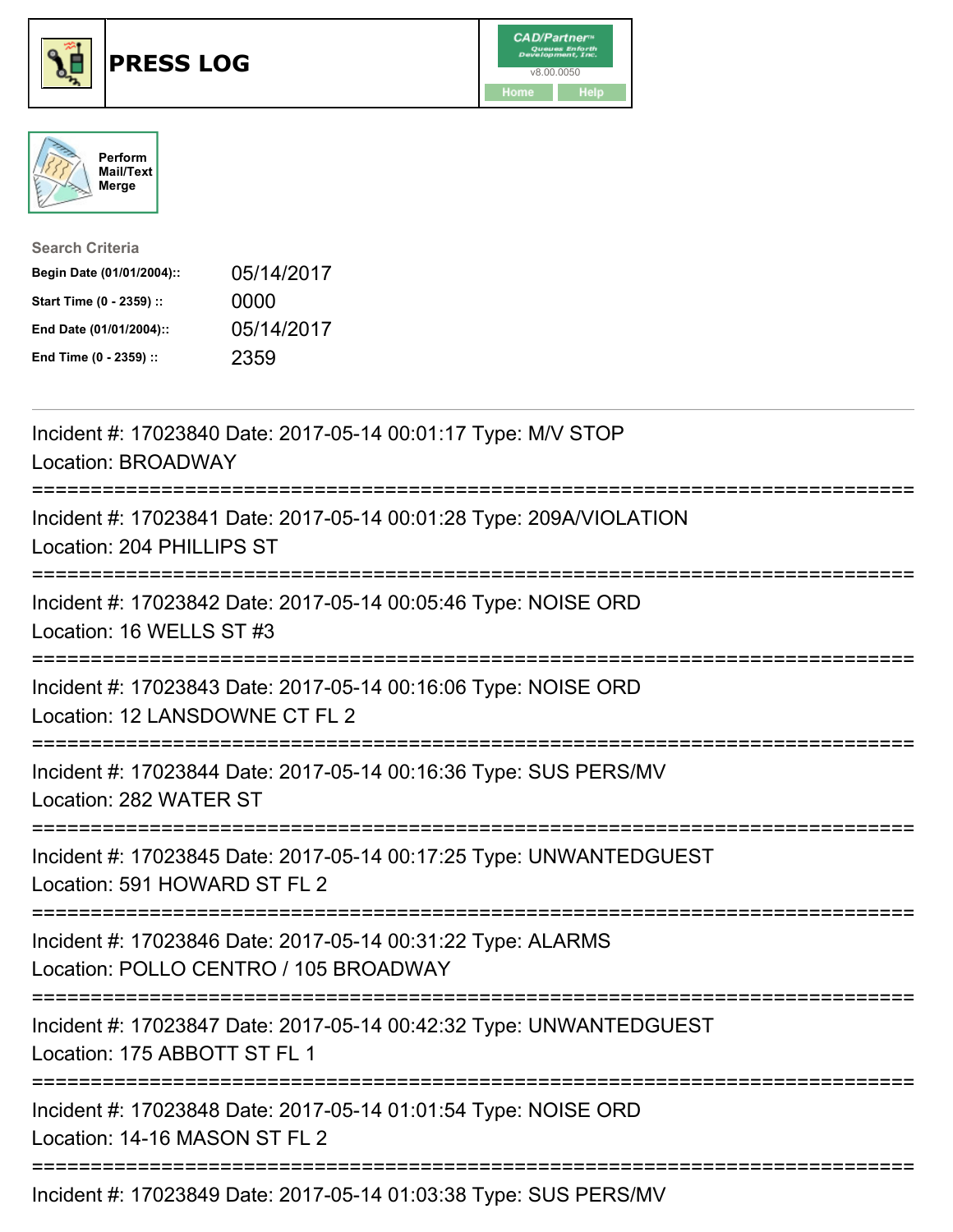# PRESS LOG

Perform Mail/Text Merge

**Search Criteria**

| | |
|---|---|
| **Begin Date (01/01/2004)::** | 05/14/2017 |
| **Start Time (0 - 2359) ::** | 0000 |
| **End Date (01/01/2004)::** | 05/14/2017 |
| **End Time (0 - 2359) ::** | 2359 |

Incident #: 17023840 Date: 2017-05-14 00:01:17 Type: M/V STOP
Location: BROADWAY

===========================================================================

Incident #: 17023841 Date: 2017-05-14 00:01:28 Type: 209A/VIOLATION
Location: 204 PHILLIPS ST

===========================================================================

Incident #: 17023842 Date: 2017-05-14 00:05:46 Type: NOISE ORD
Location: 16 WELLS ST #3

===========================================================================

Incident #: 17023843 Date: 2017-05-14 00:16:06 Type: NOISE ORD
Location: 12 LANSDOWNE CT FL 2

===========================================================================

Incident #: 17023844 Date: 2017-05-14 00:16:36 Type: SUS PERS/MV
Location: 282 WATER ST

===========================================================================

Incident #: 17023845 Date: 2017-05-14 00:17:25 Type: UNWANTEDGUEST
Location: 591 HOWARD ST FL 2

===========================================================================

Incident #: 17023846 Date: 2017-05-14 00:31:22 Type: ALARMS
Location: POLLO CENTRO / 105 BROADWAY

===========================================================================

Incident #: 17023847 Date: 2017-05-14 00:42:32 Type: UNWANTEDGUEST
Location: 175 ABBOTT ST FL 1

===========================================================================

Incident #: 17023848 Date: 2017-05-14 01:01:54 Type: NOISE ORD
Location: 14-16 MASON ST FL 2

===========================================================================

Incident #: 17023849 Date: 2017-05-14 01:03:38 Type: SUS PERS/MV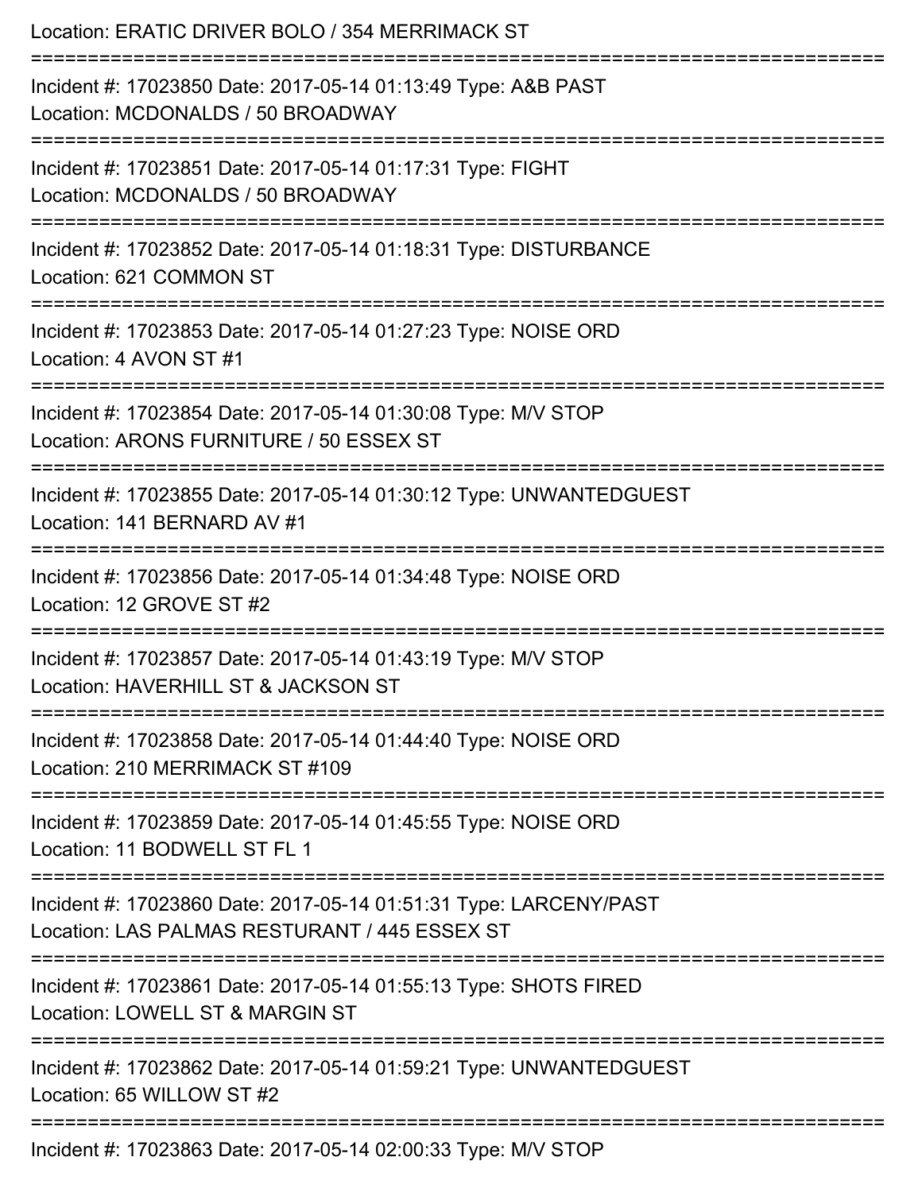Location: ERATIC DRIVER BOLO / 354 MERRIMACK ST

===========================================================================

Incident #: 17023850 Date: 2017-05-14 01:13:49 Type: A&B PAST
Location: MCDONALDS / 50 BROADWAY

===========================================================================

Incident #: 17023851 Date: 2017-05-14 01:17:31 Type: FIGHT
Location: MCDONALDS / 50 BROADWAY

===========================================================================

Incident #: 17023852 Date: 2017-05-14 01:18:31 Type: DISTURBANCE
Location: 621 COMMON ST

===========================================================================

Incident #: 17023853 Date: 2017-05-14 01:27:23 Type: NOISE ORD
Location: 4 AVON ST #1

===========================================================================

Incident #: 17023854 Date: 2017-05-14 01:30:08 Type: M/V STOP
Location: ARONS FURNITURE / 50 ESSEX ST

===========================================================================

Incident #: 17023855 Date: 2017-05-14 01:30:12 Type: UNWANTEDGUEST
Location: 141 BERNARD AV #1

===========================================================================

Incident #: 17023856 Date: 2017-05-14 01:34:48 Type: NOISE ORD
Location: 12 GROVE ST #2

===========================================================================

Incident #: 17023857 Date: 2017-05-14 01:43:19 Type: M/V STOP
Location: HAVERHILL ST & JACKSON ST

===========================================================================

Incident #: 17023858 Date: 2017-05-14 01:44:40 Type: NOISE ORD
Location: 210 MERRIMACK ST #109

===========================================================================

Incident #: 17023859 Date: 2017-05-14 01:45:55 Type: NOISE ORD
Location: 11 BODWELL ST FL 1

===========================================================================

Incident #: 17023860 Date: 2017-05-14 01:51:31 Type: LARCENY/PAST
Location: LAS PALMAS RESTURANT / 445 ESSEX ST

===========================================================================

Incident #: 17023861 Date: 2017-05-14 01:55:13 Type: SHOTS FIRED
Location: LOWELL ST & MARGIN ST

===========================================================================

Incident #: 17023862 Date: 2017-05-14 01:59:21 Type: UNWANTEDGUEST
Location: 65 WILLOW ST #2

===========================================================================

Incident #: 17023863 Date: 2017-05-14 02:00:33 Type: M/V STOP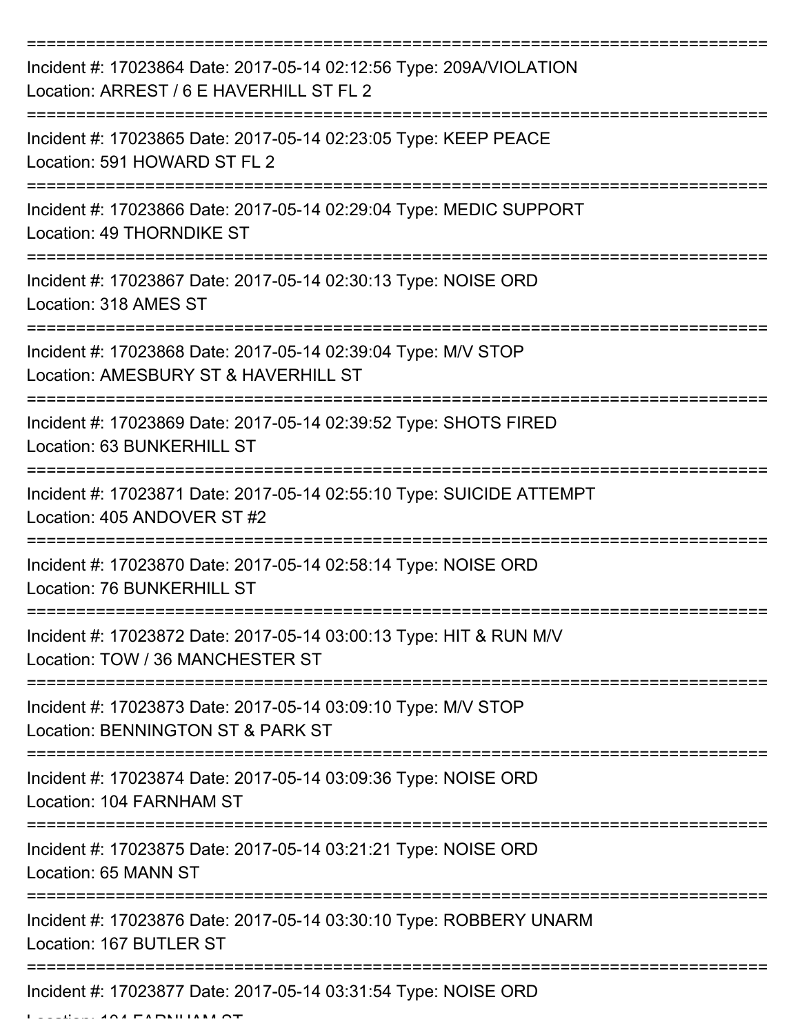===========================================================================

Incident #: 17023864 Date: 2017-05-14 02:12:56 Type: 209A/VIOLATION
Location: ARREST / 6 E HAVERHILL ST FL 2

===========================================================================

Incident #: 17023865 Date: 2017-05-14 02:23:05 Type: KEEP PEACE
Location: 591 HOWARD ST FL 2

===========================================================================

Incident #: 17023866 Date: 2017-05-14 02:29:04 Type: MEDIC SUPPORT
Location: 49 THORNDIKE ST

===========================================================================

Incident #: 17023867 Date: 2017-05-14 02:30:13 Type: NOISE ORD
Location: 318 AMES ST

===========================================================================

Incident #: 17023868 Date: 2017-05-14 02:39:04 Type: M/V STOP
Location: AMESBURY ST & HAVERHILL ST

===========================================================================

Incident #: 17023869 Date: 2017-05-14 02:39:52 Type: SHOTS FIRED
Location: 63 BUNKERHILL ST

===========================================================================

Incident #: 17023871 Date: 2017-05-14 02:55:10 Type: SUICIDE ATTEMPT
Location: 405 ANDOVER ST #2

===========================================================================

Incident #: 17023870 Date: 2017-05-14 02:58:14 Type: NOISE ORD
Location: 76 BUNKERHILL ST

===========================================================================

Incident #: 17023872 Date: 2017-05-14 03:00:13 Type: HIT & RUN M/V
Location: TOW / 36 MANCHESTER ST

===========================================================================

Incident #: 17023873 Date: 2017-05-14 03:09:10 Type: M/V STOP
Location: BENNINGTON ST & PARK ST

===========================================================================

Incident #: 17023874 Date: 2017-05-14 03:09:36 Type: NOISE ORD
Location: 104 FARNHAM ST

===========================================================================

Incident #: 17023875 Date: 2017-05-14 03:21:21 Type: NOISE ORD
Location: 65 MANN ST

===========================================================================

Incident #: 17023876 Date: 2017-05-14 03:30:10 Type: ROBBERY UNARM
Location: 167 BUTLER ST

===========================================================================

Incident #: 17023877 Date: 2017-05-14 03:31:54 Type: NOISE ORD
Location: 104 FARNHAM ST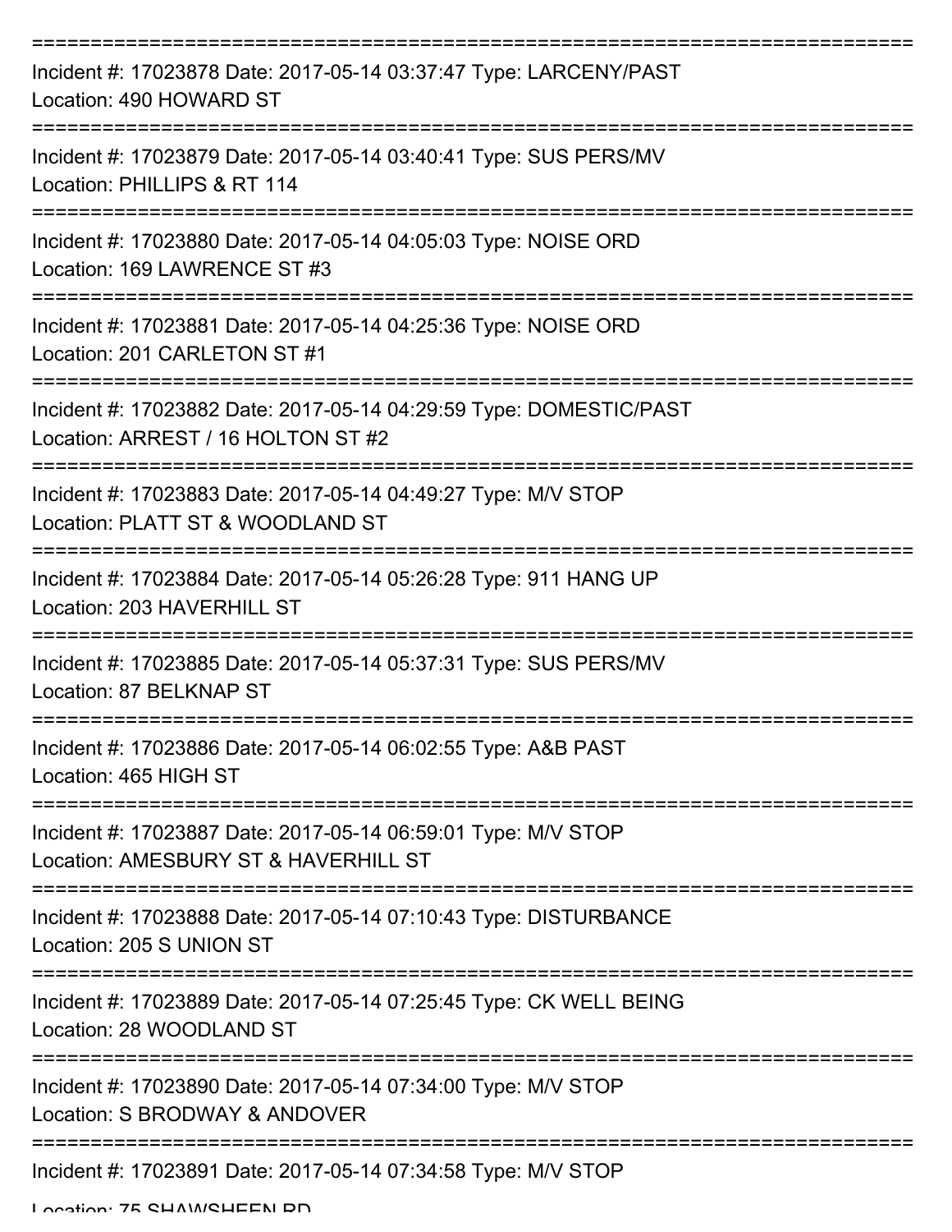===========================================================================

Incident #: 17023878 Date: 2017-05-14 03:37:47 Type: LARCENY/PAST
Location: 490 HOWARD ST

===========================================================================

Incident #: 17023879 Date: 2017-05-14 03:40:41 Type: SUS PERS/MV
Location: PHILLIPS & RT 114

===========================================================================

Incident #: 17023880 Date: 2017-05-14 04:05:03 Type: NOISE ORD
Location: 169 LAWRENCE ST #3

===========================================================================

Incident #: 17023881 Date: 2017-05-14 04:25:36 Type: NOISE ORD
Location: 201 CARLETON ST #1

===========================================================================

Incident #: 17023882 Date: 2017-05-14 04:29:59 Type: DOMESTIC/PAST
Location: ARREST / 16 HOLTON ST #2

===========================================================================

Incident #: 17023883 Date: 2017-05-14 04:49:27 Type: M/V STOP
Location: PLATT ST & WOODLAND ST

===========================================================================

Incident #: 17023884 Date: 2017-05-14 05:26:28 Type: 911 HANG UP
Location: 203 HAVERHILL ST

===========================================================================

Incident #: 17023885 Date: 2017-05-14 05:37:31 Type: SUS PERS/MV
Location: 87 BELKNAP ST

===========================================================================

Incident #: 17023886 Date: 2017-05-14 06:02:55 Type: A&B PAST
Location: 465 HIGH ST

===========================================================================

Incident #: 17023887 Date: 2017-05-14 06:59:01 Type: M/V STOP
Location: AMESBURY ST & HAVERHILL ST

===========================================================================

Incident #: 17023888 Date: 2017-05-14 07:10:43 Type: DISTURBANCE
Location: 205 S UNION ST

===========================================================================

Incident #: 17023889 Date: 2017-05-14 07:25:45 Type: CK WELL BEING
Location: 28 WOODLAND ST

===========================================================================

Incident #: 17023890 Date: 2017-05-14 07:34:00 Type: M/V STOP
Location: S BRODWAY & ANDOVER

===========================================================================

Incident #: 17023891 Date: 2017-05-14 07:34:58 Type: M/V STOP
Location: 75 SHAWSHEEN RD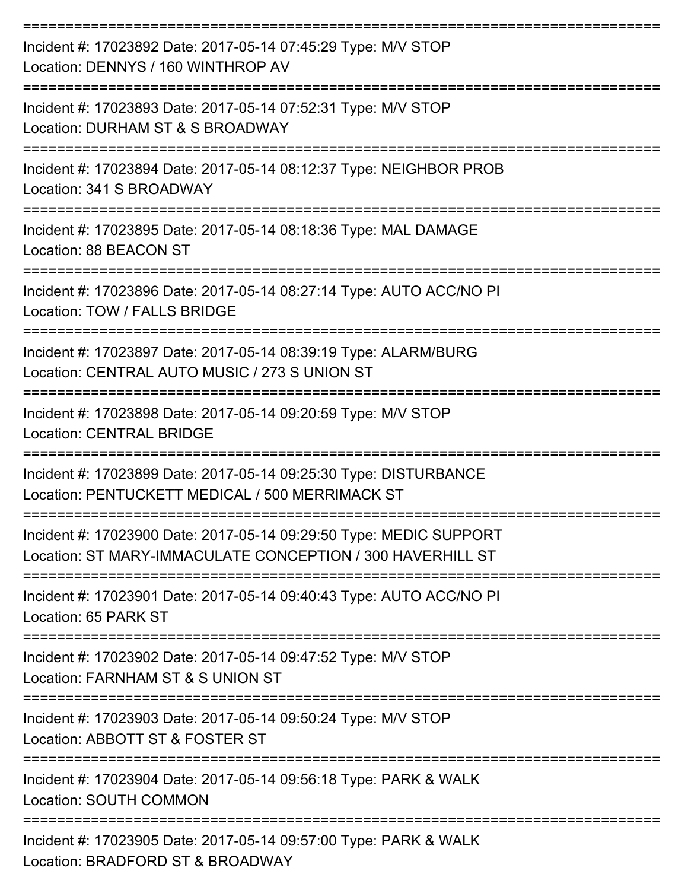===========================================================================

Incident #: 17023892 Date: 2017-05-14 07:45:29 Type: M/V STOP
Location: DENNYS / 160 WINTHROP AV

===========================================================================

Incident #: 17023893 Date: 2017-05-14 07:52:31 Type: M/V STOP
Location: DURHAM ST & S BROADWAY

===========================================================================

Incident #: 17023894 Date: 2017-05-14 08:12:37 Type: NEIGHBOR PROB
Location: 341 S BROADWAY

===========================================================================

Incident #: 17023895 Date: 2017-05-14 08:18:36 Type: MAL DAMAGE
Location: 88 BEACON ST

===========================================================================

Incident #: 17023896 Date: 2017-05-14 08:27:14 Type: AUTO ACC/NO PI
Location: TOW / FALLS BRIDGE

===========================================================================

Incident #: 17023897 Date: 2017-05-14 08:39:19 Type: ALARM/BURG
Location: CENTRAL AUTO MUSIC / 273 S UNION ST

===========================================================================

Incident #: 17023898 Date: 2017-05-14 09:20:59 Type: M/V STOP
Location: CENTRAL BRIDGE

===========================================================================

Incident #: 17023899 Date: 2017-05-14 09:25:30 Type: DISTURBANCE
Location: PENTUCKETT MEDICAL / 500 MERRIMACK ST

===========================================================================

Incident #: 17023900 Date: 2017-05-14 09:29:50 Type: MEDIC SUPPORT
Location: ST MARY-IMMACULATE CONCEPTION / 300 HAVERHILL ST

===========================================================================

Incident #: 17023901 Date: 2017-05-14 09:40:43 Type: AUTO ACC/NO PI
Location: 65 PARK ST

===========================================================================

Incident #: 17023902 Date: 2017-05-14 09:47:52 Type: M/V STOP
Location: FARNHAM ST & S UNION ST

===========================================================================

Incident #: 17023903 Date: 2017-05-14 09:50:24 Type: M/V STOP
Location: ABBOTT ST & FOSTER ST

===========================================================================

Incident #: 17023904 Date: 2017-05-14 09:56:18 Type: PARK & WALK
Location: SOUTH COMMON

===========================================================================

Incident #: 17023905 Date: 2017-05-14 09:57:00 Type: PARK & WALK
Location: BRADFORD ST & BROADWAY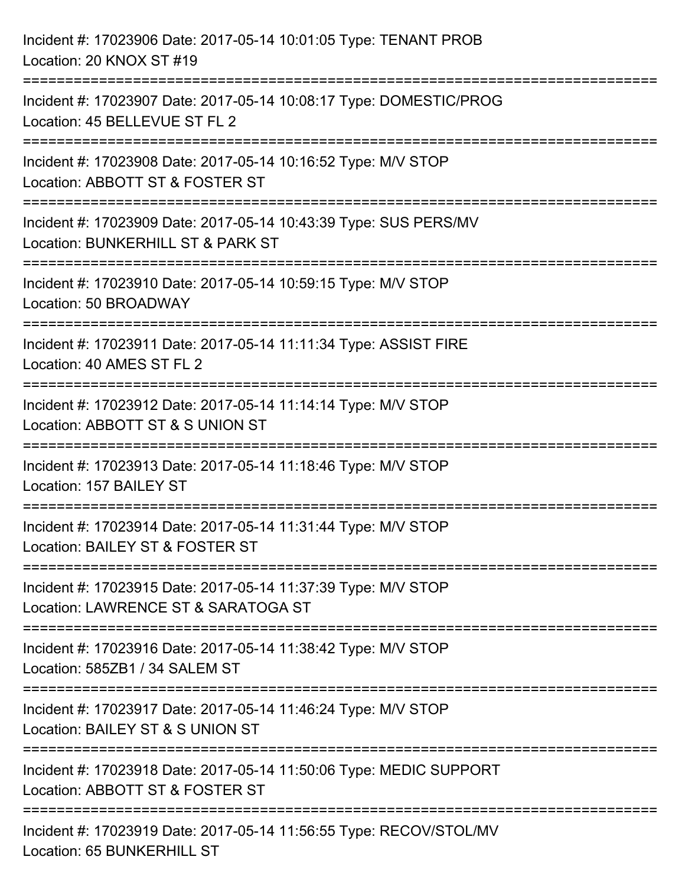Incident #: 17023906 Date: 2017-05-14 10:01:05 Type: TENANT PROB
Location: 20 KNOX ST #19

===========================================================================

Incident #: 17023907 Date: 2017-05-14 10:08:17 Type: DOMESTIC/PROG
Location: 45 BELLEVUE ST FL 2

===========================================================================

Incident #: 17023908 Date: 2017-05-14 10:16:52 Type: M/V STOP
Location: ABBOTT ST & FOSTER ST

===========================================================================

Incident #: 17023909 Date: 2017-05-14 10:43:39 Type: SUS PERS/MV
Location: BUNKERHILL ST & PARK ST

===========================================================================

Incident #: 17023910 Date: 2017-05-14 10:59:15 Type: M/V STOP
Location: 50 BROADWAY

===========================================================================

Incident #: 17023911 Date: 2017-05-14 11:11:34 Type: ASSIST FIRE
Location: 40 AMES ST FL 2

===========================================================================

Incident #: 17023912 Date: 2017-05-14 11:14:14 Type: M/V STOP
Location: ABBOTT ST & S UNION ST

===========================================================================

Incident #: 17023913 Date: 2017-05-14 11:18:46 Type: M/V STOP
Location: 157 BAILEY ST

===========================================================================

Incident #: 17023914 Date: 2017-05-14 11:31:44 Type: M/V STOP
Location: BAILEY ST & FOSTER ST

===========================================================================

Incident #: 17023915 Date: 2017-05-14 11:37:39 Type: M/V STOP
Location: LAWRENCE ST & SARATOGA ST

===========================================================================

Incident #: 17023916 Date: 2017-05-14 11:38:42 Type: M/V STOP
Location: 585ZB1 / 34 SALEM ST

===========================================================================

Incident #: 17023917 Date: 2017-05-14 11:46:24 Type: M/V STOP
Location: BAILEY ST & S UNION ST

===========================================================================

Incident #: 17023918 Date: 2017-05-14 11:50:06 Type: MEDIC SUPPORT
Location: ABBOTT ST & FOSTER ST

===========================================================================

Incident #: 17023919 Date: 2017-05-14 11:56:55 Type: RECOV/STOL/MV
Location: 65 BUNKERHILL ST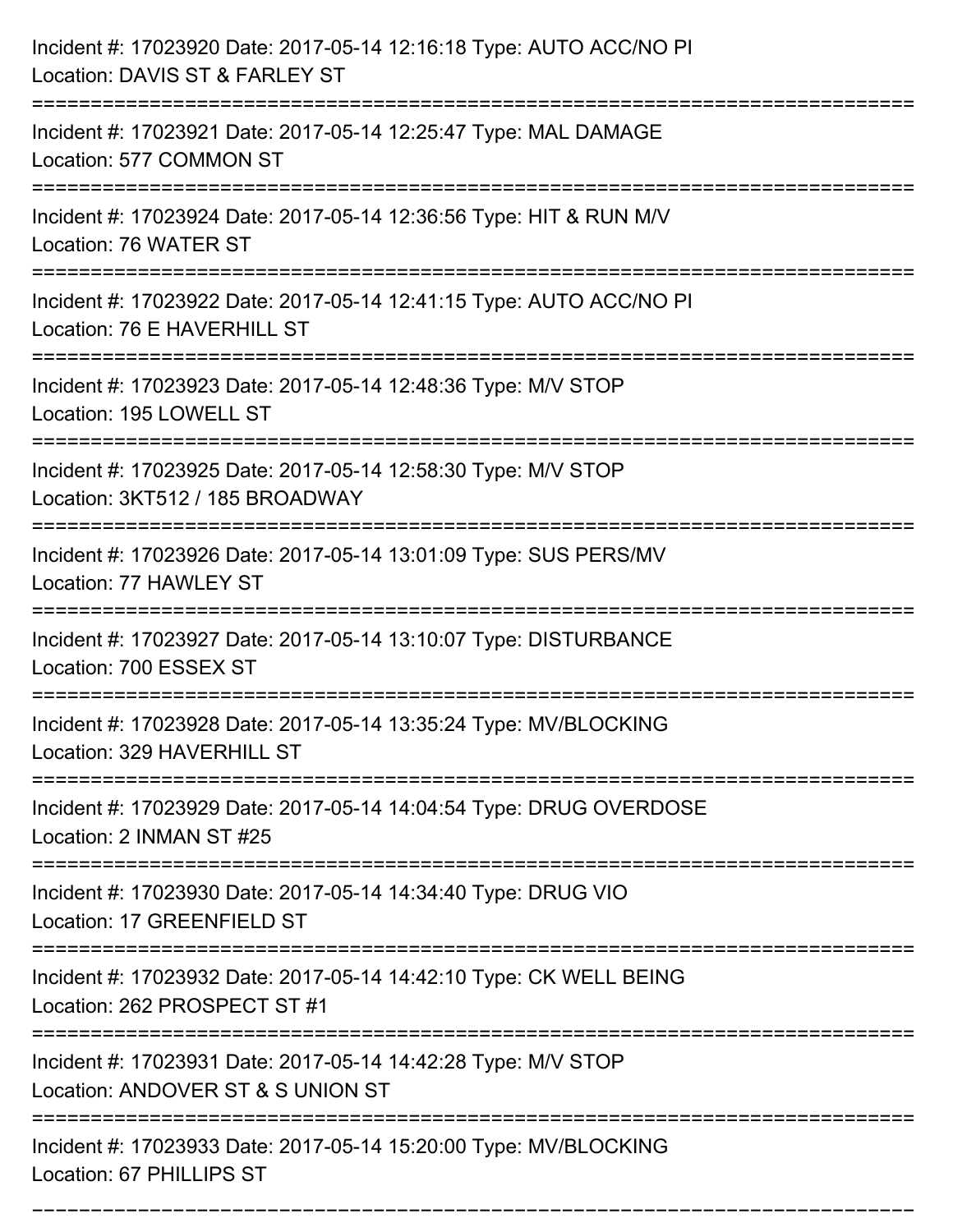Incident #: 17023920 Date: 2017-05-14 12:16:18 Type: AUTO ACC/NO PI
Location: DAVIS ST & FARLEY ST

===========================================================================

Incident #: 17023921 Date: 2017-05-14 12:25:47 Type: MAL DAMAGE
Location: 577 COMMON ST

===========================================================================

Incident #: 17023924 Date: 2017-05-14 12:36:56 Type: HIT & RUN M/V
Location: 76 WATER ST

===========================================================================

Incident #: 17023922 Date: 2017-05-14 12:41:15 Type: AUTO ACC/NO PI
Location: 76 E HAVERHILL ST

===========================================================================

Incident #: 17023923 Date: 2017-05-14 12:48:36 Type: M/V STOP
Location: 195 LOWELL ST

===========================================================================

Incident #: 17023925 Date: 2017-05-14 12:58:30 Type: M/V STOP
Location: 3KT512 / 185 BROADWAY

===========================================================================

Incident #: 17023926 Date: 2017-05-14 13:01:09 Type: SUS PERS/MV
Location: 77 HAWLEY ST

===========================================================================

Incident #: 17023927 Date: 2017-05-14 13:10:07 Type: DISTURBANCE
Location: 700 ESSEX ST

===========================================================================

Incident #: 17023928 Date: 2017-05-14 13:35:24 Type: MV/BLOCKING
Location: 329 HAVERHILL ST

===========================================================================

Incident #: 17023929 Date: 2017-05-14 14:04:54 Type: DRUG OVERDOSE
Location: 2 INMAN ST #25

===========================================================================

Incident #: 17023930 Date: 2017-05-14 14:34:40 Type: DRUG VIO
Location: 17 GREENFIELD ST

===========================================================================

Incident #: 17023932 Date: 2017-05-14 14:42:10 Type: CK WELL BEING
Location: 262 PROSPECT ST #1

===========================================================================

Incident #: 17023931 Date: 2017-05-14 14:42:28 Type: M/V STOP
Location: ANDOVER ST & S UNION ST

===========================================================================

Incident #: 17023933 Date: 2017-05-14 15:20:00 Type: MV/BLOCKING
Location: 67 PHILLIPS ST

===========================================================================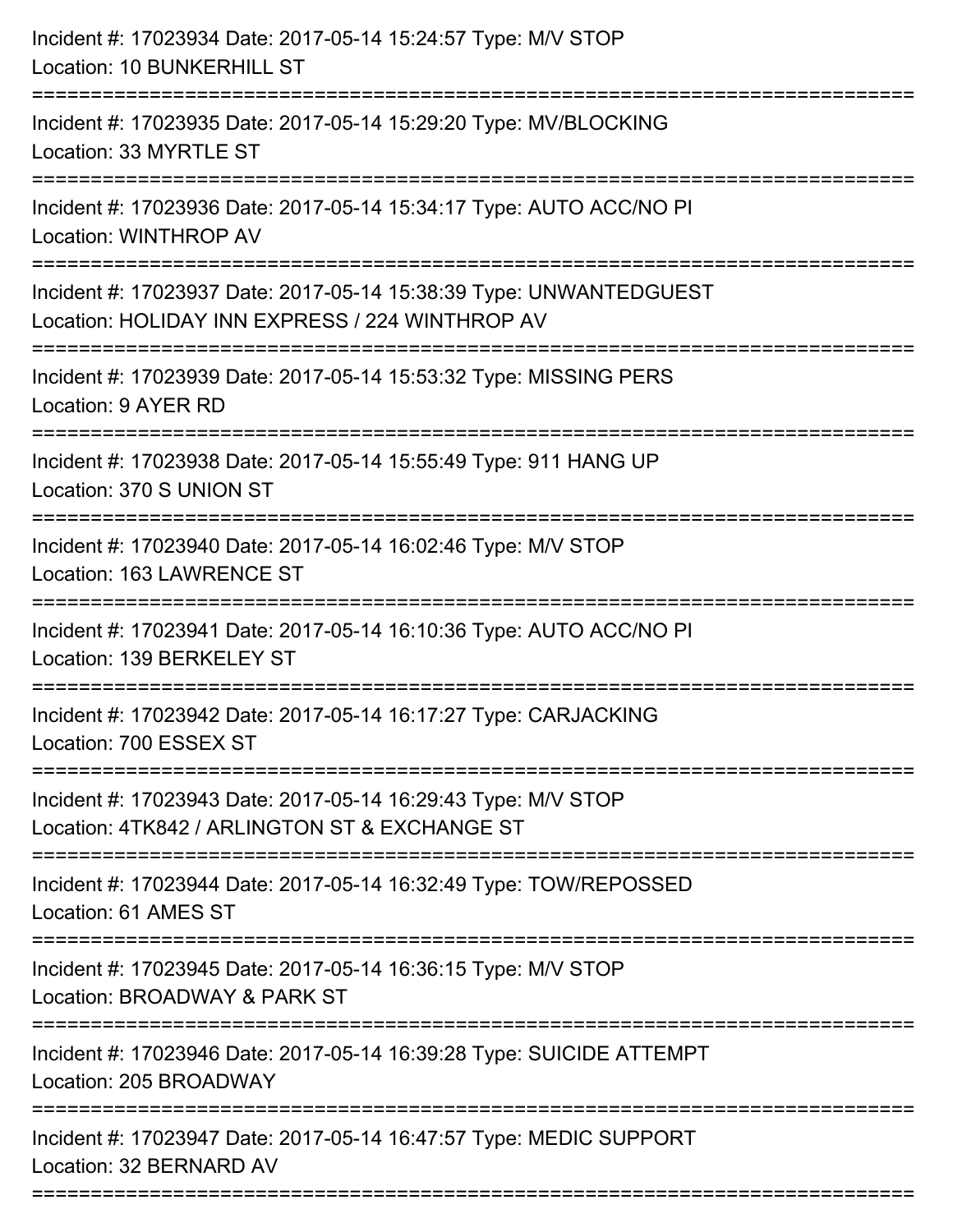Incident #: 17023934 Date: 2017-05-14 15:24:57 Type: M/V STOP
Location: 10 BUNKERHILL ST

===========================================================================

Incident #: 17023935 Date: 2017-05-14 15:29:20 Type: MV/BLOCKING
Location: 33 MYRTLE ST

===========================================================================

Incident #: 17023936 Date: 2017-05-14 15:34:17 Type: AUTO ACC/NO PI
Location: WINTHROP AV

===========================================================================

Incident #: 17023937 Date: 2017-05-14 15:38:39 Type: UNWANTEDGUEST
Location: HOLIDAY INN EXPRESS / 224 WINTHROP AV

===========================================================================

Incident #: 17023939 Date: 2017-05-14 15:53:32 Type: MISSING PERS
Location: 9 AYER RD

===========================================================================

Incident #: 17023938 Date: 2017-05-14 15:55:49 Type: 911 HANG UP
Location: 370 S UNION ST

===========================================================================

Incident #: 17023940 Date: 2017-05-14 16:02:46 Type: M/V STOP
Location: 163 LAWRENCE ST

===========================================================================

Incident #: 17023941 Date: 2017-05-14 16:10:36 Type: AUTO ACC/NO PI
Location: 139 BERKELEY ST

===========================================================================

Incident #: 17023942 Date: 2017-05-14 16:17:27 Type: CARJACKING
Location: 700 ESSEX ST

===========================================================================

Incident #: 17023943 Date: 2017-05-14 16:29:43 Type: M/V STOP
Location: 4TK842 / ARLINGTON ST & EXCHANGE ST

===========================================================================

Incident #: 17023944 Date: 2017-05-14 16:32:49 Type: TOW/REPOSSED
Location: 61 AMES ST

===========================================================================

Incident #: 17023945 Date: 2017-05-14 16:36:15 Type: M/V STOP
Location: BROADWAY & PARK ST

===========================================================================

Incident #: 17023946 Date: 2017-05-14 16:39:28 Type: SUICIDE ATTEMPT
Location: 205 BROADWAY

===========================================================================

Incident #: 17023947 Date: 2017-05-14 16:47:57 Type: MEDIC SUPPORT
Location: 32 BERNARD AV

===========================================================================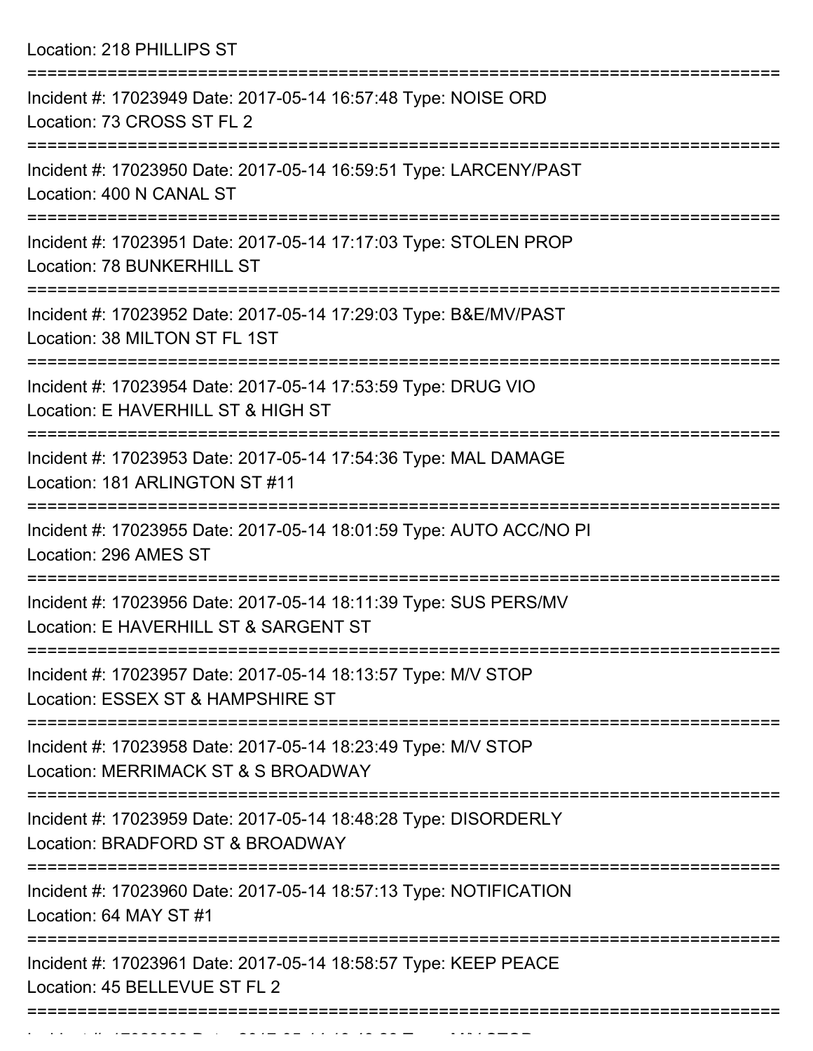Location: 218 PHILLIPS ST

===========================================================================

Incident #: 17023949 Date: 2017-05-14 16:57:48 Type: NOISE ORD
Location: 73 CROSS ST FL 2

===========================================================================

Incident #: 17023950 Date: 2017-05-14 16:59:51 Type: LARCENY/PAST
Location: 400 N CANAL ST

===========================================================================

Incident #: 17023951 Date: 2017-05-14 17:17:03 Type: STOLEN PROP
Location: 78 BUNKERHILL ST

===========================================================================

Incident #: 17023952 Date: 2017-05-14 17:29:03 Type: B&E/MV/PAST
Location: 38 MILTON ST FL 1ST

===========================================================================

Incident #: 17023954 Date: 2017-05-14 17:53:59 Type: DRUG VIO
Location: E HAVERHILL ST & HIGH ST

===========================================================================

Incident #: 17023953 Date: 2017-05-14 17:54:36 Type: MAL DAMAGE
Location: 181 ARLINGTON ST #11

===========================================================================

Incident #: 17023955 Date: 2017-05-14 18:01:59 Type: AUTO ACC/NO PI
Location: 296 AMES ST

===========================================================================

Incident #: 17023956 Date: 2017-05-14 18:11:39 Type: SUS PERS/MV
Location: E HAVERHILL ST & SARGENT ST

===========================================================================

Incident #: 17023957 Date: 2017-05-14 18:13:57 Type: M/V STOP
Location: ESSEX ST & HAMPSHIRE ST

===========================================================================

Incident #: 17023958 Date: 2017-05-14 18:23:49 Type: M/V STOP
Location: MERRIMACK ST & S BROADWAY

===========================================================================

Incident #: 17023959 Date: 2017-05-14 18:48:28 Type: DISORDERLY
Location: BRADFORD ST & BROADWAY

===========================================================================

Incident #: 17023960 Date: 2017-05-14 18:57:13 Type: NOTIFICATION
Location: 64 MAY ST #1

===========================================================================

Incident #: 17023961 Date: 2017-05-14 18:58:57 Type: KEEP PEACE
Location: 45 BELLEVUE ST FL 2

===========================================================================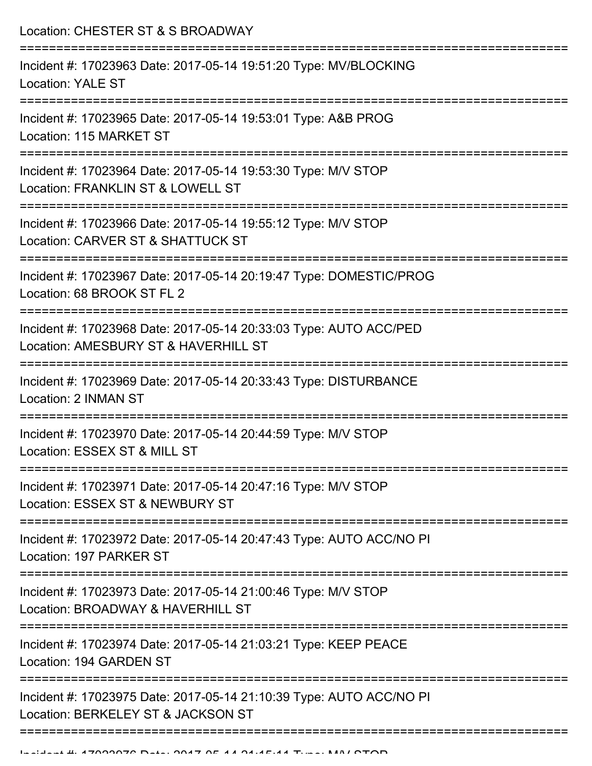Location: CHESTER ST & S BROADWAY

===========================================================================

Incident #: 17023963 Date: 2017-05-14 19:51:20 Type: MV/BLOCKING
Location: YALE ST

===========================================================================

Incident #: 17023965 Date: 2017-05-14 19:53:01 Type: A&B PROG
Location: 115 MARKET ST

===========================================================================

Incident #: 17023964 Date: 2017-05-14 19:53:30 Type: M/V STOP
Location: FRANKLIN ST & LOWELL ST

===========================================================================

Incident #: 17023966 Date: 2017-05-14 19:55:12 Type: M/V STOP
Location: CARVER ST & SHATTUCK ST

===========================================================================

Incident #: 17023967 Date: 2017-05-14 20:19:47 Type: DOMESTIC/PROG
Location: 68 BROOK ST FL 2

===========================================================================

Incident #: 17023968 Date: 2017-05-14 20:33:03 Type: AUTO ACC/PED
Location: AMESBURY ST & HAVERHILL ST

===========================================================================

Incident #: 17023969 Date: 2017-05-14 20:33:43 Type: DISTURBANCE
Location: 2 INMAN ST

===========================================================================

Incident #: 17023970 Date: 2017-05-14 20:44:59 Type: M/V STOP
Location: ESSEX ST & MILL ST

===========================================================================

Incident #: 17023971 Date: 2017-05-14 20:47:16 Type: M/V STOP
Location: ESSEX ST & NEWBURY ST

===========================================================================

Incident #: 17023972 Date: 2017-05-14 20:47:43 Type: AUTO ACC/NO PI
Location: 197 PARKER ST

===========================================================================

Incident #: 17023973 Date: 2017-05-14 21:00:46 Type: M/V STOP
Location: BROADWAY & HAVERHILL ST

===========================================================================

Incident #: 17023974 Date: 2017-05-14 21:03:21 Type: KEEP PEACE
Location: 194 GARDEN ST

===========================================================================

Incident #: 17023975 Date: 2017-05-14 21:10:39 Type: AUTO ACC/NO PI
Location: BERKELEY ST & JACKSON ST

===========================================================================

Incident #: 17023976 Date: 2017-05-14 21:15:11 Type: M/V STOP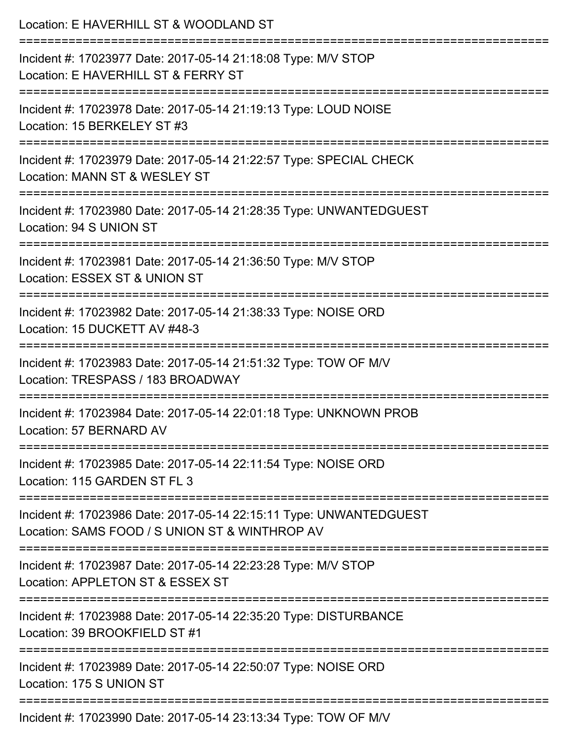Location: E HAVERHILL ST & WOODLAND ST

===========================================================================

Incident #: 17023977 Date: 2017-05-14 21:18:08 Type: M/V STOP
Location: E HAVERHILL ST & FERRY ST

===========================================================================

Incident #: 17023978 Date: 2017-05-14 21:19:13 Type: LOUD NOISE
Location: 15 BERKELEY ST #3

===========================================================================

Incident #: 17023979 Date: 2017-05-14 21:22:57 Type: SPECIAL CHECK
Location: MANN ST & WESLEY ST

===========================================================================

Incident #: 17023980 Date: 2017-05-14 21:28:35 Type: UNWANTEDGUEST
Location: 94 S UNION ST

===========================================================================

Incident #: 17023981 Date: 2017-05-14 21:36:50 Type: M/V STOP
Location: ESSEX ST & UNION ST

===========================================================================

Incident #: 17023982 Date: 2017-05-14 21:38:33 Type: NOISE ORD
Location: 15 DUCKETT AV #48-3

===========================================================================

Incident #: 17023983 Date: 2017-05-14 21:51:32 Type: TOW OF M/V
Location: TRESPASS / 183 BROADWAY

===========================================================================

Incident #: 17023984 Date: 2017-05-14 22:01:18 Type: UNKNOWN PROB
Location: 57 BERNARD AV

===========================================================================

Incident #: 17023985 Date: 2017-05-14 22:11:54 Type: NOISE ORD
Location: 115 GARDEN ST FL 3

===========================================================================

Incident #: 17023986 Date: 2017-05-14 22:15:11 Type: UNWANTEDGUEST
Location: SAMS FOOD / S UNION ST & WINTHROP AV

===========================================================================

Incident #: 17023987 Date: 2017-05-14 22:23:28 Type: M/V STOP
Location: APPLETON ST & ESSEX ST

===========================================================================

Incident #: 17023988 Date: 2017-05-14 22:35:20 Type: DISTURBANCE
Location: 39 BROOKFIELD ST #1

===========================================================================

Incident #: 17023989 Date: 2017-05-14 22:50:07 Type: NOISE ORD
Location: 175 S UNION ST

===========================================================================

Incident #: 17023990 Date: 2017-05-14 23:13:34 Type: TOW OF M/V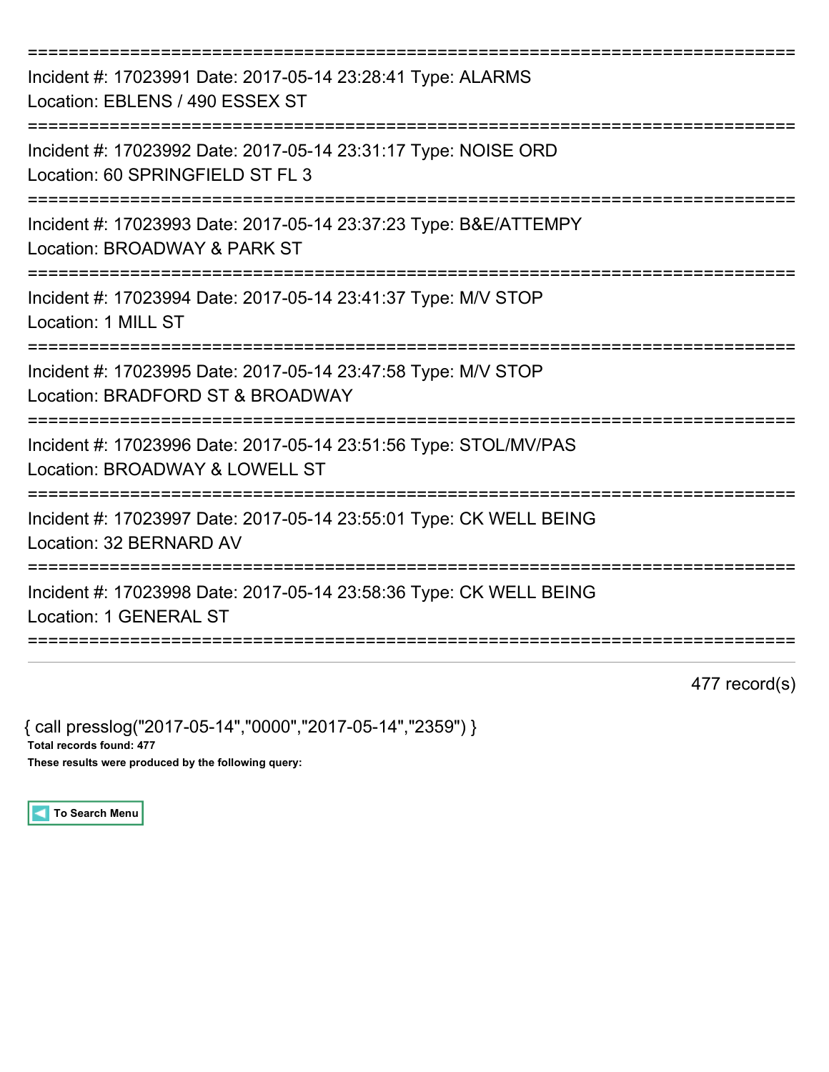===========================================================================

Incident #: 17023991 Date: 2017-05-14 23:28:41 Type: ALARMS
Location: EBLENS / 490 ESSEX ST

===========================================================================

Incident #: 17023992 Date: 2017-05-14 23:31:17 Type: NOISE ORD
Location: 60 SPRINGFIELD ST FL 3

===========================================================================

Incident #: 17023993 Date: 2017-05-14 23:37:23 Type: B&E/ATTEMPY
Location: BROADWAY & PARK ST

===========================================================================

Incident #: 17023994 Date: 2017-05-14 23:41:37 Type: M/V STOP
Location: 1 MILL ST

===========================================================================

Incident #: 17023995 Date: 2017-05-14 23:47:58 Type: M/V STOP
Location: BRADFORD ST & BROADWAY

===========================================================================

Incident #: 17023996 Date: 2017-05-14 23:51:56 Type: STOL/MV/PAS
Location: BROADWAY & LOWELL ST

===========================================================================

Incident #: 17023997 Date: 2017-05-14 23:55:01 Type: CK WELL BEING
Location: 32 BERNARD AV

===========================================================================

Incident #: 17023998 Date: 2017-05-14 23:58:36 Type: CK WELL BEING
Location: 1 GENERAL ST

===========================================================================

477 record(s)

{ call presslog("2017-05-14","0000","2017-05-14","2359") }

**Total records found: 477**

**These results were produced by the following query:**

To Search Menu